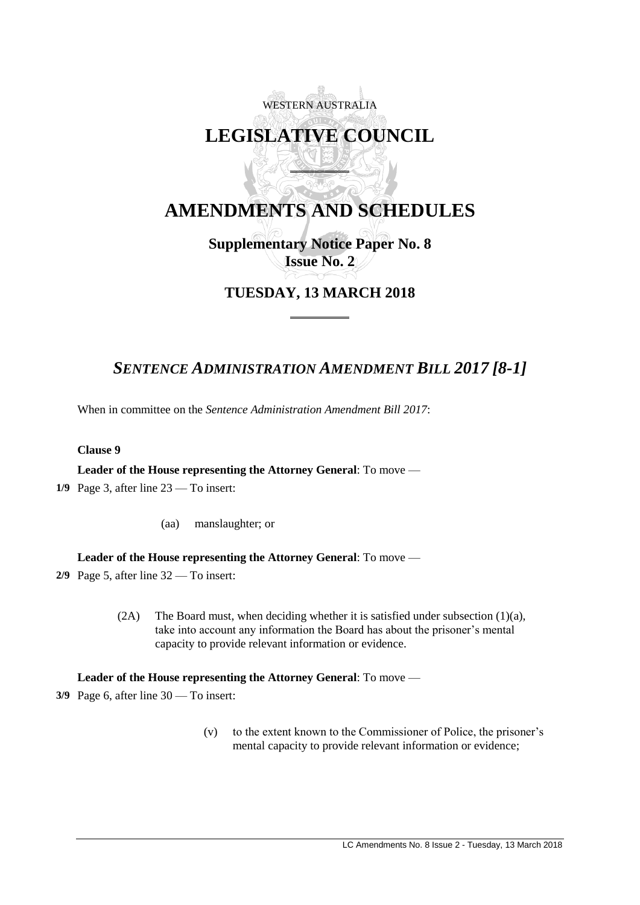WESTERN AUSTRALIA

# LEGISLATIVE COUNCIL

# AMENDMENTS AND SCHEDULES

## Supplementary Notice Paper No. 8
## Issue No. 2

## TUESDAY, 13 MARCH 2018

## *SENTENCE ADMINISTRATION AMENDMENT BILL 2017 [8-1]*

When in committee on the *Sentence Administration Amendment Bill 2017*:

**Clause 9**

**Leader of the House representing the Attorney General**: To move —

**1/9** Page 3, after line 23 — To insert:

(aa) manslaughter; or

**Leader of the House representing the Attorney General**: To move —

**2/9** Page 5, after line 32 — To insert:

(2A) The Board must, when deciding whether it is satisfied under subsection (1)(a), take into account any information the Board has about the prisoner's mental capacity to provide relevant information or evidence.

**Leader of the House representing the Attorney General**: To move —

**3/9** Page 6, after line 30 — To insert:

(v) to the extent known to the Commissioner of Police, the prisoner's mental capacity to provide relevant information or evidence;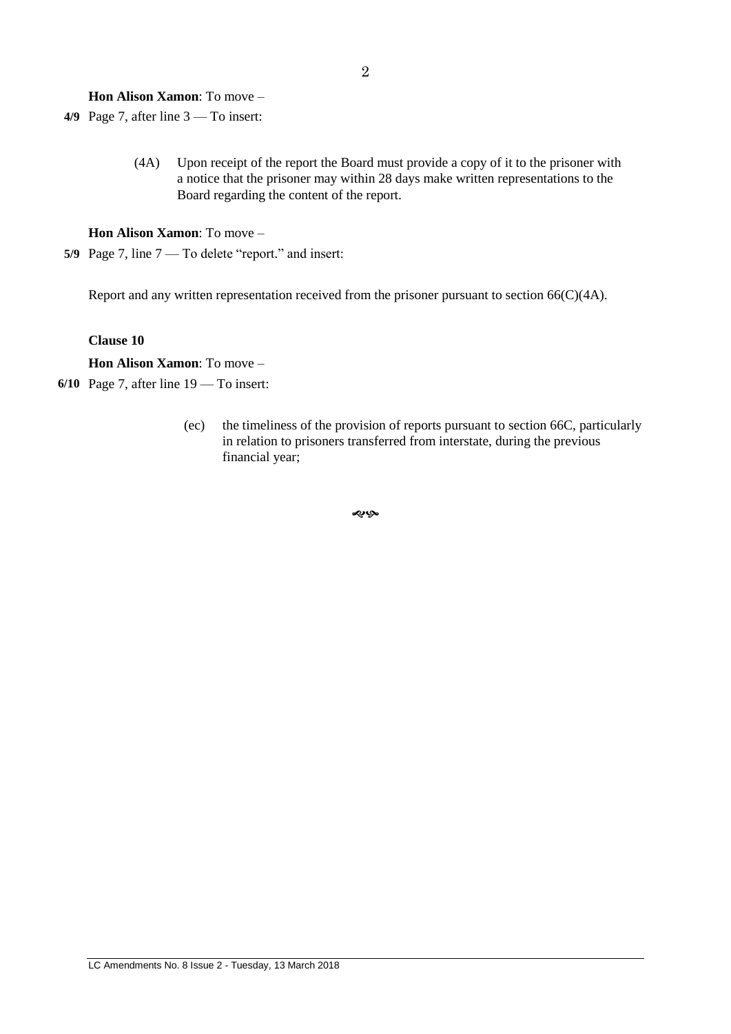**Hon Alison Xamon**: To move –

**4/9** Page 7, after line 3 — To insert:

> (4A) Upon receipt of the report the Board must provide a copy of it to the prisoner with a notice that the prisoner may within 28 days make written representations to the Board regarding the content of the report.

**Hon Alison Xamon**: To move –

**5/9** Page 7, line 7 — To delete "report." and insert:

Report and any written representation received from the prisoner pursuant to section 66(C)(4A).

**Clause 10**

**Hon Alison Xamon**: To move –

**6/10** Page 7, after line 19 — To insert:

> (ec) the timeliness of the provision of reports pursuant to section 66C, particularly in relation to prisoners transferred from interstate, during the previous financial year;

LC Amendments No. 8 Issue 2 - Tuesday, 13 March 2018